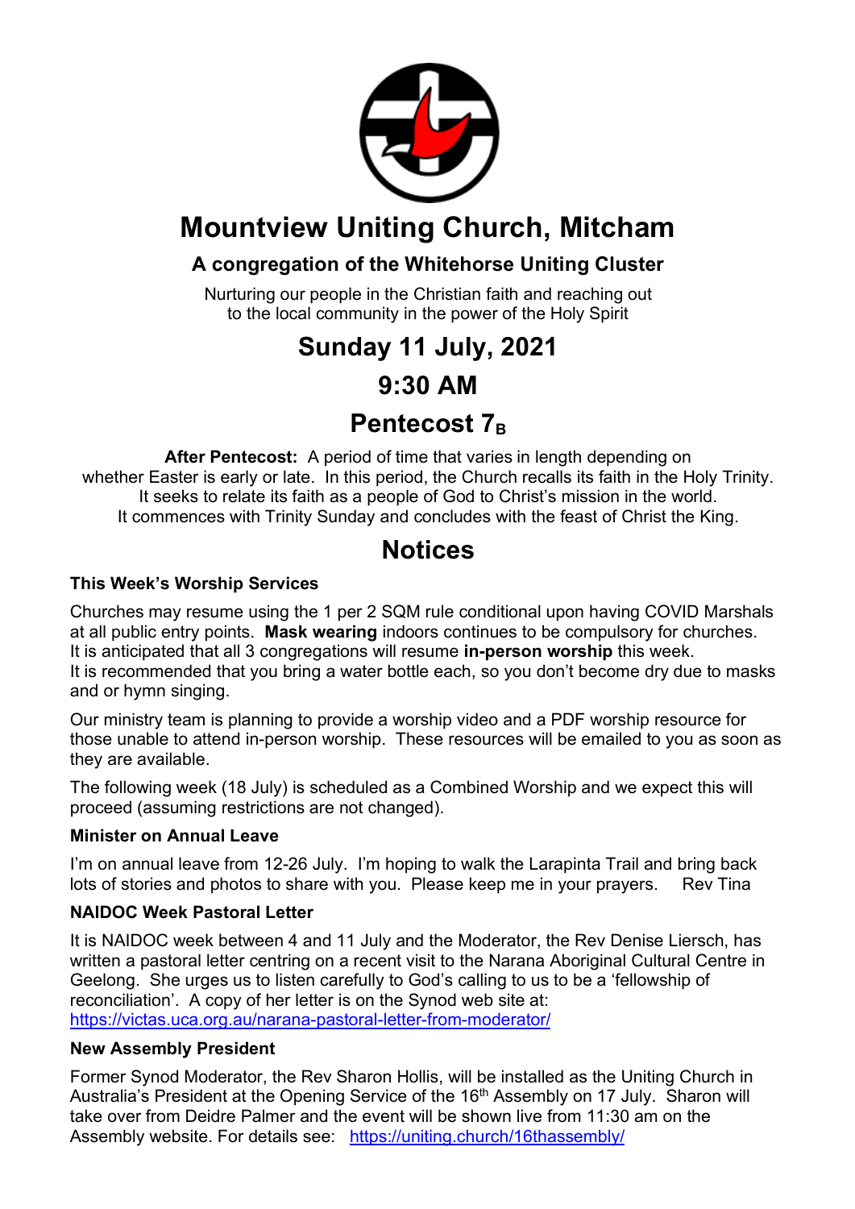# Mountview Uniting Church, Mitcham

### A congregation of the Whitehorse Uniting Cluster

Nurturing our people in the Christian faith and reaching out to the local community in the power of the Holy Spirit

## Sunday 11 July, 2021

## 9:30 AM

## Pentecost $7_B$

**After Pentecost:** A period of time that varies in length depending on whether Easter is early or late. In this period, the Church recalls its faith in the Holy Trinity. It seeks to relate its faith as a people of God to Christ's mission in the world. It commences with Trinity Sunday and concludes with the feast of Christ the King.

# Notices

### This Week's Worship Services

Churches may resume using the 1 per 2 SQM rule conditional upon having COVID Marshals at all public entry points. **Mask wearing** indoors continues to be compulsory for churches. It is anticipated that all 3 congregations will resume **in-person worship** this week. It is recommended that you bring a water bottle each, so you don't become dry due to masks and or hymn singing.

Our ministry team is planning to provide a worship video and a PDF worship resource for those unable to attend in-person worship. These resources will be emailed to you as soon as they are available.

The following week (18 July) is scheduled as a Combined Worship and we expect this will proceed (assuming restrictions are not changed).

### Minister on Annual Leave

I'm on annual leave from 12-26 July. I'm hoping to walk the Larapinta Trail and bring back lots of stories and photos to share with you. Please keep me in your prayers. Rev Tina

### NAIDOC Week Pastoral Letter

It is NAIDOC week between 4 and 11 July and the Moderator, the Rev Denise Liersch, has written a pastoral letter centring on a recent visit to the Narana Aboriginal Cultural Centre in Geelong. She urges us to listen carefully to God's calling to us to be a 'fellowship of reconciliation'. A copy of her letter is on the Synod web site at: https://victas.uca.org.au/narana-pastoral-letter-from-moderator/

### New Assembly President

Former Synod Moderator, the Rev Sharon Hollis, will be installed as the Uniting Church in Australia's President at the Opening Service of the 16th Assembly on 17 July. Sharon will take over from Deidre Palmer and the event will be shown live from 11:30 am on the Assembly website. For details see: https://uniting.church/16thassembly/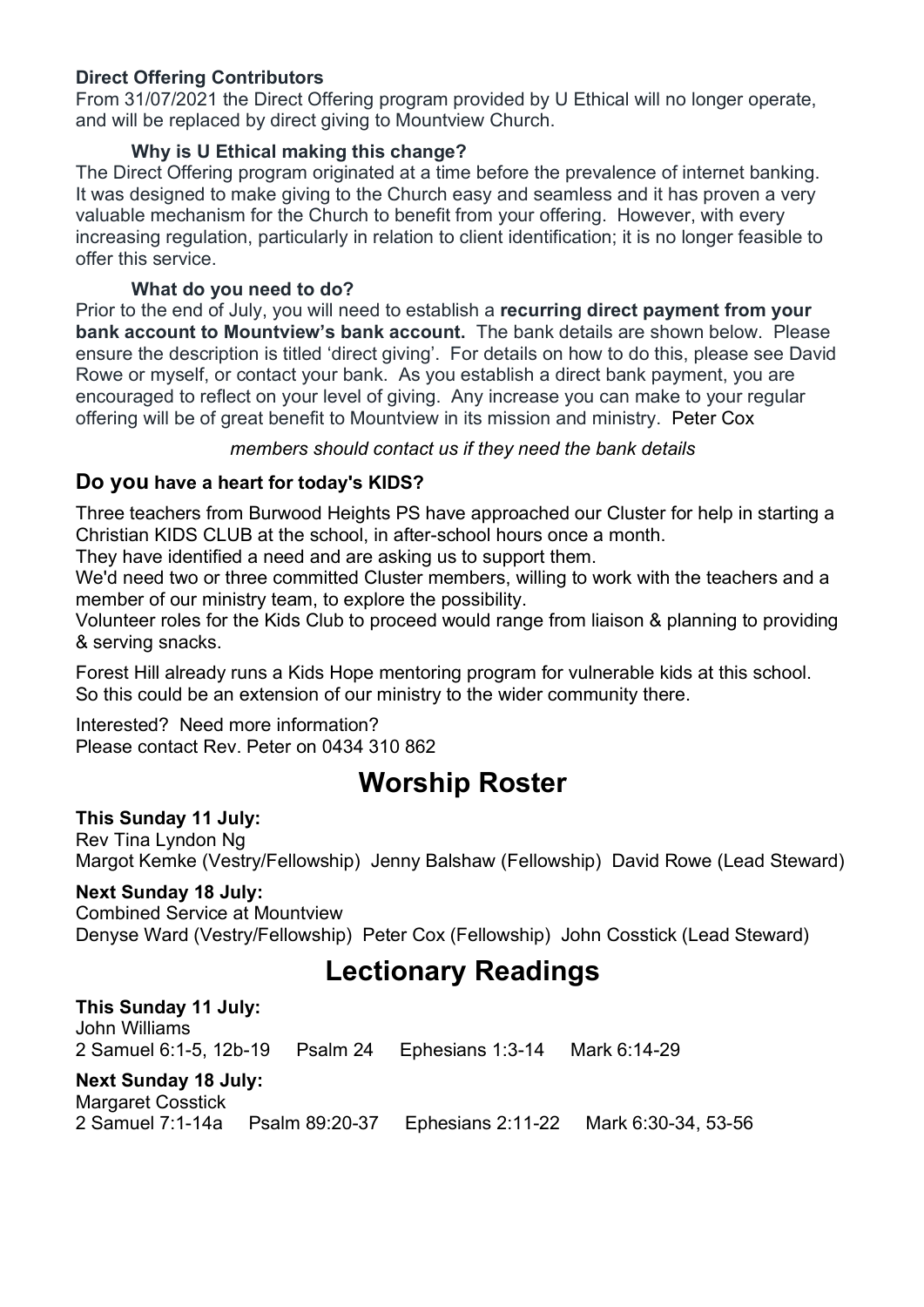**Direct Offering Contributors**

From 31/07/2021 the Direct Offering program provided by U Ethical will no longer operate, and will be replaced by direct giving to Mountview Church.

**Why is U Ethical making this change?**

The Direct Offering program originated at a time before the prevalence of internet banking. It was designed to make giving to the Church easy and seamless and it has proven a very valuable mechanism for the Church to benefit from your offering. However, with every increasing regulation, particularly in relation to client identification; it is no longer feasible to offer this service.

**What do you need to do?**

Prior to the end of July, you will need to establish a **recurring direct payment from your bank account to Mountview's bank account.** The bank details are shown below. Please ensure the description is titled 'direct giving'. For details on how to do this, please see David Rowe or myself, or contact your bank. As you establish a direct bank payment, you are encouraged to reflect on your level of giving. Any increase you can make to your regular offering will be of great benefit to Mountview in its mission and ministry. Peter Cox

*members should contact us if they need the bank details*

## Do you have a heart for today's KIDS?

Three teachers from Burwood Heights PS have approached our Cluster for help in starting a Christian KIDS CLUB at the school, in after-school hours once a month.

They have identified a need and are asking us to support them.

We'd need two or three committed Cluster members, willing to work with the teachers and a member of our ministry team, to explore the possibility.

Volunteer roles for the Kids Club to proceed would range from liaison & planning to providing & serving snacks.

Forest Hill already runs a Kids Hope mentoring program for vulnerable kids at this school. So this could be an extension of our ministry to the wider community there.

Interested? Need more information?
Please contact Rev. Peter on 0434 310 862

# Worship Roster

**This Sunday 11 July:**
Rev Tina Lyndon Ng
Margot Kemke (Vestry/Fellowship) Jenny Balshaw (Fellowship) David Rowe (Lead Steward)

**Next Sunday 18 July:**
Combined Service at Mountview
Denyse Ward (Vestry/Fellowship) Peter Cox (Fellowship) John Cosstick (Lead Steward)

# Lectionary Readings

**This Sunday 11 July:**
John Williams
2 Samuel 6:1-5, 12b-19 Psalm 24 Ephesians 1:3-14 Mark 6:14-29

**Next Sunday 18 July:**
Margaret Cosstick
2 Samuel 7:1-14a Psalm 89:20-37 Ephesians 2:11-22 Mark 6:30-34, 53-56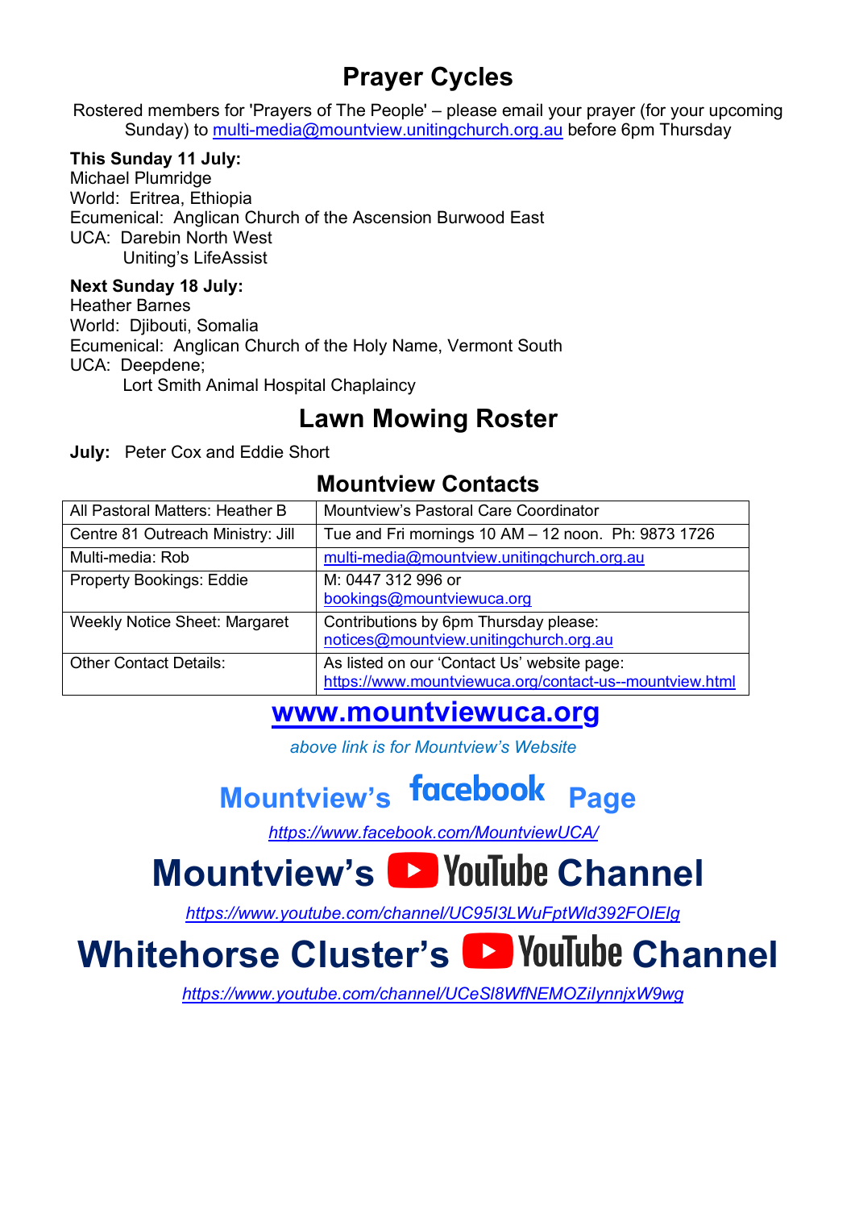## Prayer Cycles

Rostered members for 'Prayers of The People' – please email your prayer (for your upcoming Sunday) to multi-media@mountview.unitingchurch.org.au before 6pm Thursday

**This Sunday 11 July:**
Michael Plumridge
World: Eritrea, Ethiopia
Ecumenical: Anglican Church of the Ascension Burwood East
UCA: Darebin North West
Uniting's LifeAssist

**Next Sunday 18 July:**
Heather Barnes
World: Djibouti, Somalia
Ecumenical: Anglican Church of the Holy Name, Vermont South
UCA: Deepdene;
Lort Smith Animal Hospital Chaplaincy

## Lawn Mowing Roster

**July:** Peter Cox and Eddie Short

## Mountview Contacts

| | |
|---|---|
| All Pastoral Matters: Heather B | Mountview's Pastoral Care Coordinator |
| Centre 81 Outreach Ministry: Jill | Tue and Fri mornings 10 AM – 12 noon. Ph: 9873 1726 |
| Multi-media: Rob | multi-media@mountview.unitingchurch.org.au |
| Property Bookings: Eddie | M: 0447 312 996 or bookings@mountviewuca.org |
| Weekly Notice Sheet: Margaret | Contributions by 6pm Thursday please: notices@mountview.unitingchurch.org.au |
| Other Contact Details: | As listed on our 'Contact Us' website page: https://www.mountviewuca.org/contact-us--mountview.html |

**www.mountviewuca.org**

*above link is for Mountview's Website*

## Mountview's facebook Page

*https://www.facebook.com/MountviewUCA/*

## Mountview's YouTube Channel

*https://www.youtube.com/channel/UC95I3LWuFptWld392FOIEIg*

## Whitehorse Cluster's YouTube Channel

*https://www.youtube.com/channel/UCeSl8WfNEMOZiIynnjxW9wg*